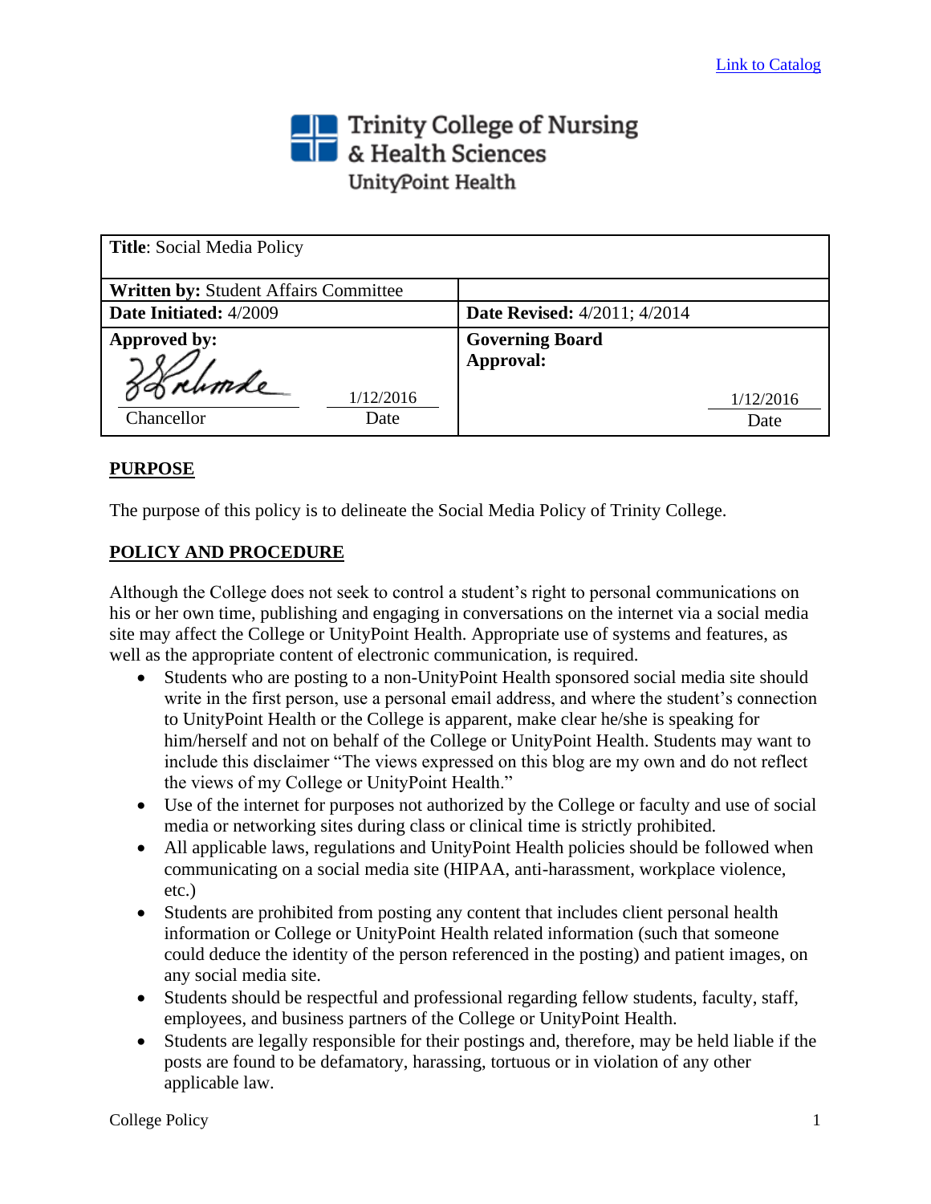Link to Catalog

Trinity College of Nursing & Health Sciences
UnityPoint Health

| | |
|---|---|
| **Title**: Social Media Policy | |
| **Written by:** Student Affairs Committee | |
| **Date Initiated:** 4/2009 | **Date Revised:** 4/2011; 4/2014 |
| **Approved by:** Chancellor 1/12/2016 Date | **Governing Board Approval:** 1/12/2016 Date |

## PURPOSE

The purpose of this policy is to delineate the Social Media Policy of Trinity College.

## POLICY AND PROCEDURE

Although the College does not seek to control a student's right to personal communications on his or her own time, publishing and engaging in conversations on the internet via a social media site may affect the College or UnityPoint Health. Appropriate use of systems and features, as well as the appropriate content of electronic communication, is required.

- Students who are posting to a non-UnityPoint Health sponsored social media site should write in the first person, use a personal email address, and where the student's connection to UnityPoint Health or the College is apparent, make clear he/she is speaking for him/herself and not on behalf of the College or UnityPoint Health. Students may want to include this disclaimer "The views expressed on this blog are my own and do not reflect the views of my College or UnityPoint Health."
- Use of the internet for purposes not authorized by the College or faculty and use of social media or networking sites during class or clinical time is strictly prohibited.
- All applicable laws, regulations and UnityPoint Health policies should be followed when communicating on a social media site (HIPAA, anti-harassment, workplace violence, etc.)
- Students are prohibited from posting any content that includes client personal health information or College or UnityPoint Health related information (such that someone could deduce the identity of the person referenced in the posting) and patient images, on any social media site.
- Students should be respectful and professional regarding fellow students, faculty, staff, employees, and business partners of the College or UnityPoint Health.
- Students are legally responsible for their postings and, therefore, may be held liable if the posts are found to be defamatory, harassing, tortuous or in violation of any other applicable law.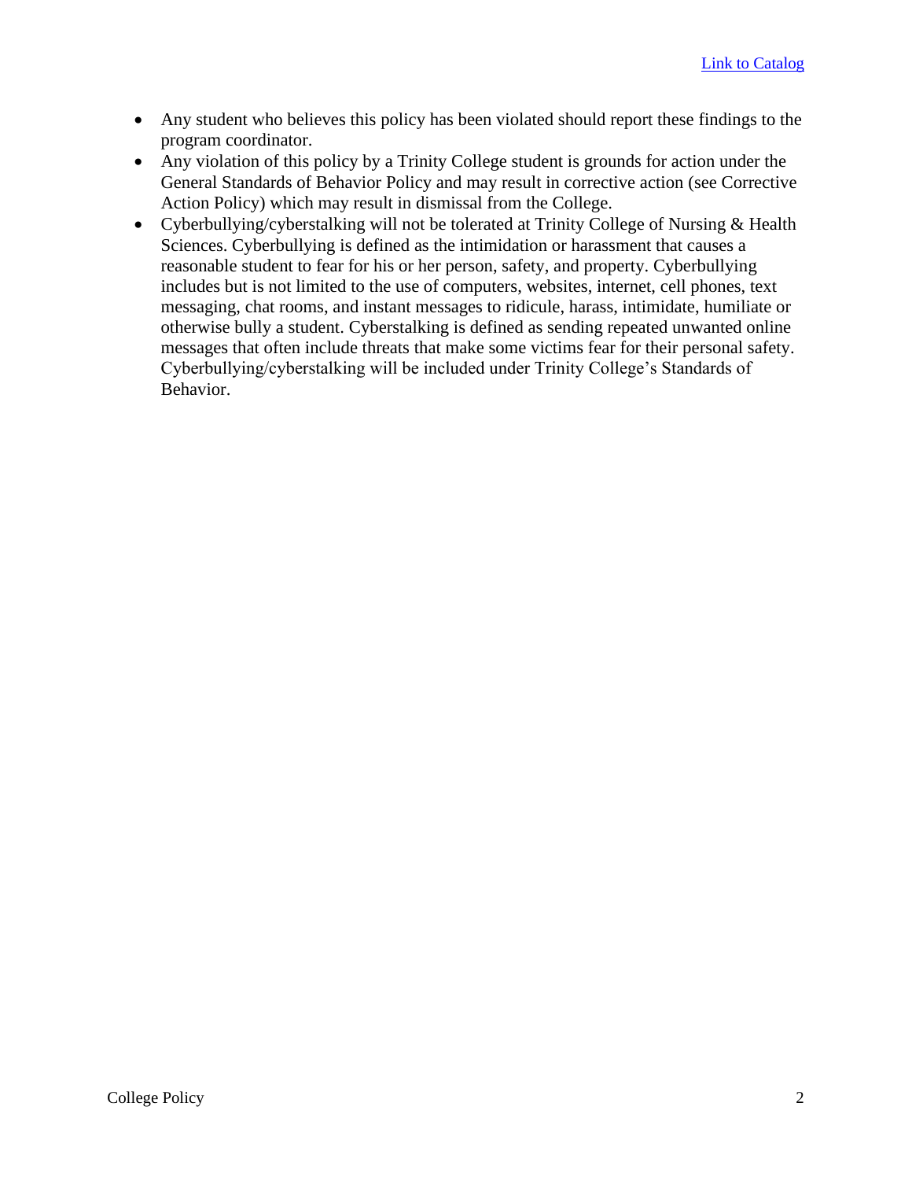- Any student who believes this policy has been violated should report these findings to the program coordinator.
- Any violation of this policy by a Trinity College student is grounds for action under the General Standards of Behavior Policy and may result in corrective action (see Corrective Action Policy) which may result in dismissal from the College.
- Cyberbullying/cyberstalking will not be tolerated at Trinity College of Nursing & Health Sciences. Cyberbullying is defined as the intimidation or harassment that causes a reasonable student to fear for his or her person, safety, and property. Cyberbullying includes but is not limited to the use of computers, websites, internet, cell phones, text messaging, chat rooms, and instant messages to ridicule, harass, intimidate, humiliate or otherwise bully a student. Cyberstalking is defined as sending repeated unwanted online messages that often include threats that make some victims fear for their personal safety. Cyberbullying/cyberstalking will be included under Trinity College's Standards of Behavior.